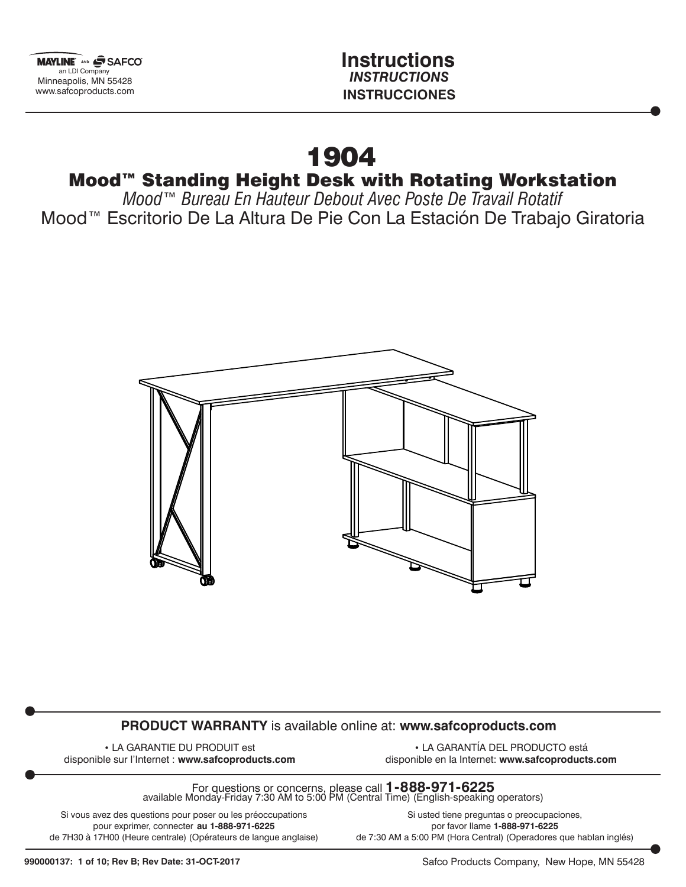MAYLINE AND SAFCO
an LDI Company
Minneapolis, MN 55428
www.safcoproducts.com

# Instructions
***INSTRUCTIONS***
**INSTRUCCIONES**

# 1904
## Mood™ Standing Height Desk with Rotating Workstation
*Mood™ Bureau En Hauteur Debout Avec Poste De Travail Rotatif*

Mood™ Escritorio De La Altura De Pie Con La Estación De Trabajo Giratoria

**PRODUCT WARRANTY** is available online at: **www.safcoproducts.com**

• LA GARANTIE DU PRODUIT est disponible sur l'Internet : **www.safcoproducts.com**

• LA GARANTÍA DEL PRODUCTO está disponible en la Internet: **www.safcoproducts.com**

For questions or concerns, please call **1-888-971-6225**
available Monday-Friday 7:30 AM to 5:00 PM (Central Time) (English-speaking operators)

Si vous avez des questions pour poser ou les préoccupations pour exprimer, connecter **au 1-888-971-6225** de 7H30 à 17H00 (Heure centrale) (Opérateurs de langue anglaise)

Si usted tiene preguntas o preocupaciones, por favor llame **1-888-971-6225** de 7:30 AM a 5:00 PM (Hora Central) (Operadores que hablan inglés)

**990000137: 1 of 10; Rev B; Rev Date: 31-OCT-2017**

Safco Products Company, New Hope, MN 55428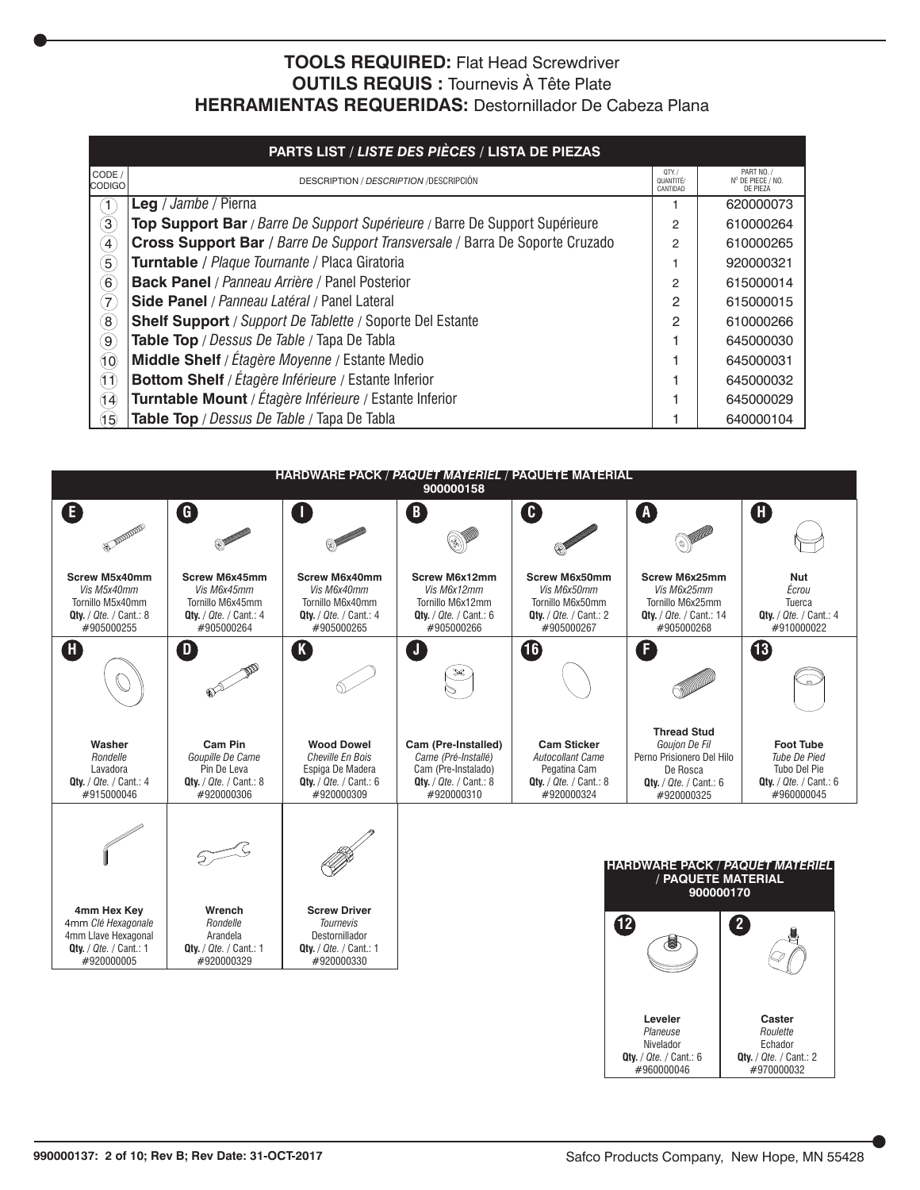**TOOLS REQUIRED:** Flat Head Screwdriver
**OUTILS REQUIS :** Tournevis À Tête Plate
**HERRAMIENTAS REQUERIDAS:** Destornillador De Cabeza Plana

| PARTS LIST / *LISTE DES PIÈCES* / LISTA DE PIEZAS | | | |
|---|---|---|---|
| CODE / CODIGO | DESCRIPTION / *DESCRIPTION* /DESCRIPCIÓN | QTY. / QUANTITÉ/ CANTIDAD | PART NO. / N° DE PIECE / NO. DE PIEZA |
| 1 | **Leg** / *Jambe* / Pierna | 1 | 620000073 |
| 3 | **Top Support Bar** / *Barre De Support Supérieure* / Barre De Support Supérieure | 2 | 610000264 |
| 4 | **Cross Support Bar** / *Barre De Support Transversale* / Barra De Soporte Cruzado | 2 | 610000265 |
| 5 | **Turntable** / *Plaque Tournante* / Placa Giratoria | 1 | 920000321 |
| 6 | **Back Panel** / *Panneau Arrière* / Panel Posterior | 2 | 615000014 |
| 7 | **Side Panel** / *Panneau Latéral* / Panel Lateral | 2 | 615000015 |
| 8 | **Shelf Support** / *Support De Tablette* / Soporte Del Estante | 2 | 610000266 |
| 9 | **Table Top** / *Dessus De Table* / Tapa De Tabla | 1 | 645000030 |
| 10 | **Middle Shelf** / *Étagère Moyenne* / Estante Medio | 1 | 645000031 |
| 11 | **Bottom Shelf** / *Étagère Inférieure* / Estante Inferior | 1 | 645000032 |
| 14 | **Turntable Mount** / *Étagère Inférieure* / Estante Inferior | 1 | 645000029 |
| 15 | **Table Top** / *Dessus De Table* / Tapa De Tabla | 1 | 640000104 |

**HARDWARE PACK / *PAQUET MATÉRIEL* / PAQUETE MATERIAL 900000158**

| E | G | I | B | C | A | H |
|---|---|---|---|---|---|---|
| **Screw M5x40mm**<br>*Vis M5x40mm*<br>Tornillo M5x40mm<br>**Qty.** / *Qte.* / Cant.: 8<br>#905000255 | **Screw M6x45mm**<br>*Vis M6x45mm*<br>Tornillo M6x45mm<br>**Qty.** / *Qte.* / Cant.: 4<br>#905000264 | **Screw M6x40mm**<br>*Vis M6x40mm*<br>Tornillo M6x40mm<br>**Qty.** / *Qte.* / Cant.: 4<br>#905000265 | **Screw M6x12mm**<br>*Vis M6x12mm*<br>Tornillo M6x12mm<br>**Qty.** / *Qte.* / Cant.: 6<br>#905000266 | **Screw M6x50mm**<br>*Vis M6x50mm*<br>Tornillo M6x50mm<br>**Qty.** / *Qte.* / Cant.: 2<br>#905000267 | **Screw M6x25mm**<br>*Vis M6x25mm*<br>Tornillo M6x25mm<br>**Qty.** / *Qte.* / Cant.: 14<br>#905000268 | **Nut**<br>*Écrou*<br>Tuerca<br>**Qty.** / *Qte.* / Cant.: 4<br>#910000022 |
| **H** | **D** | **K** | **J** | **16** | **F** | **13** |
| **Washer**<br>*Rondelle*<br>Lavadora<br>**Qty.** / *Qte.* / Cant.: 4<br>#915000046 | **Cam Pin**<br>*Goupille De Came*<br>Pin De Leva<br>**Qty.** / *Qte.* / Cant.: 8<br>#920000306 | **Wood Dowel**<br>*Cheville En Bois*<br>Espiga De Madera<br>**Qty.** / *Qte.* / Cant.: 6<br>#920000309 | **Cam (Pre-Installed)**<br>*Came (Pré-Installé)*<br>Cam (Pre-Instalado)<br>**Qty.** / *Qte.* / Cant.: 8<br>#920000310 | **Cam Sticker**<br>*Autocollant Came*<br>Pegatina Cam<br>**Qty.** / *Qte.* / Cant.: 8<br>#920000324 | **Thread Stud**<br>*Goujon De Fil*<br>Perno Prisionero Del Hilo De Rosca<br>**Qty.** / *Qte.* / Cant.: 6<br>#920000325 | **Foot Tube**<br>*Tube De Pied*<br>Tubo Del Pie<br>**Qty.** / *Qte.* / Cant.: 6<br>#960000045 |
| **4mm Hex Key**<br>4mm *Clé Hexagonale*<br>4mm Llave Hexagonal<br>**Qty.** / *Qte.* / Cant.: 1<br>#920000005 | **Wrench**<br>*Rondelle*<br>Arandela<br>**Qty.** / *Qte.* / Cant.: 1<br>#920000329 | **Screw Driver**<br>*Tournevis*<br>Destornillador<br>**Qty.** / *Qte.* / Cant.: 1<br>#920000330 | | | | |

**HARDWARE PACK / *PAQUET MATÉRIEL* / PAQUETE MATERIAL 900000170**

| 12 | 2 |
|---|---|
| **Leveler**<br>*Planeuse*<br>Nivelador<br>**Qty.** / *Qte.* / Cant.: 6<br>#960000046 | **Caster**<br>*Roulette*<br>Echador<br>**Qty.** / *Qte.* / Cant.: 2<br>#970000032 |

990000137: 2 of 10; Rev B; Rev Date: 31-OCT-2017

Safco Products Company, New Hope, MN 55428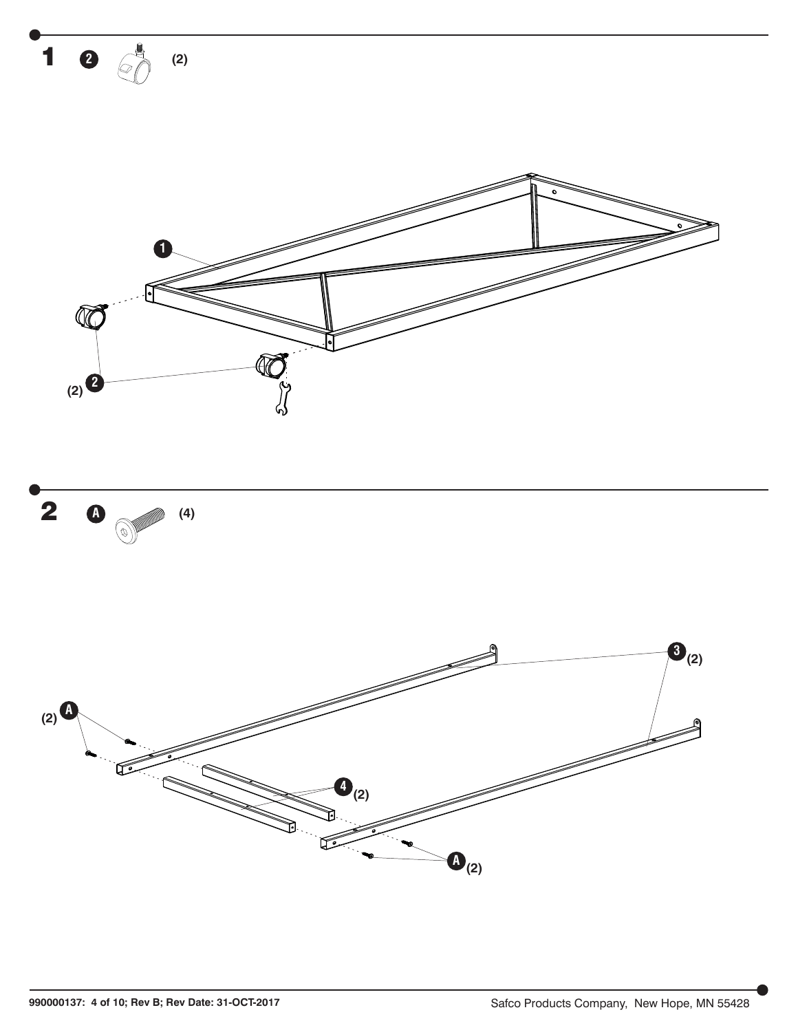**1** **2** (2)

**1**

(2) **2**

**2** **A** (4)

**3** (2)

(2) **A**

**4** (2)

**A** (2)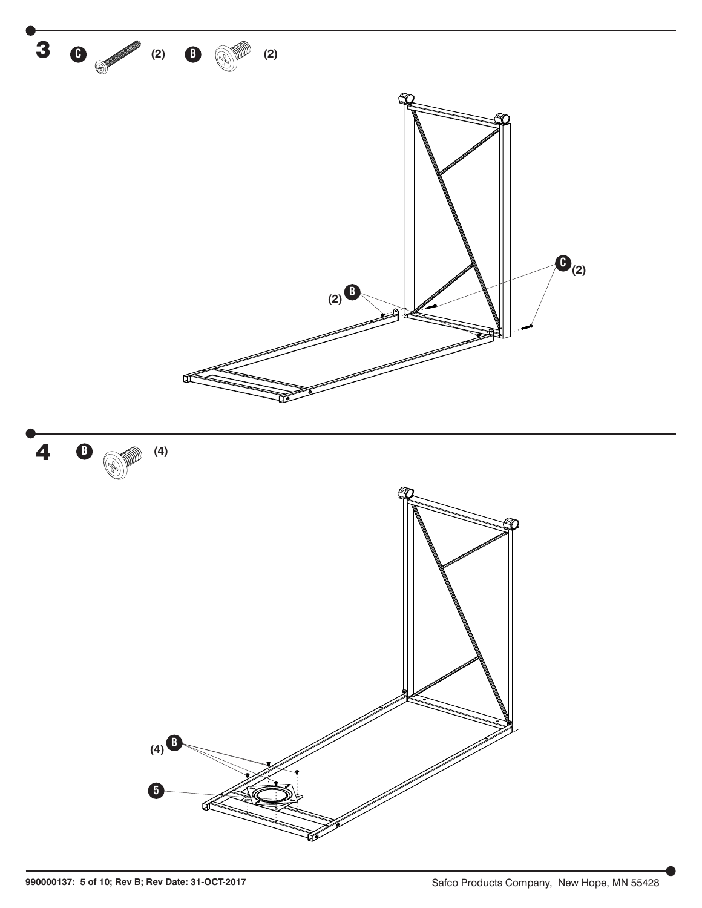## 3

C (2) B (2)

(2) B

C (2)

## 4

B (4)

(4) B

5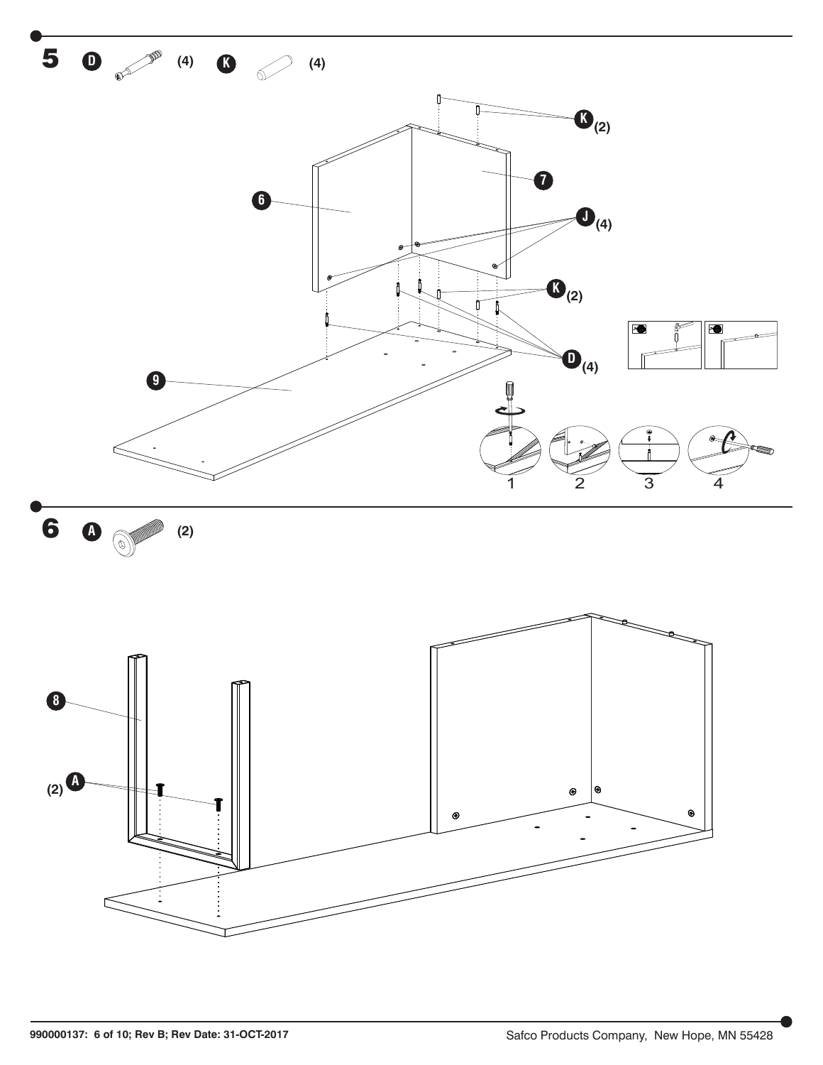## 5

**D** (4) **K** (4)

**K** (2)

**6**

**7**

**J** (4)

**K** (2)

**D** (4)

**9**

1 2 3 4

## 6

**A** (2)

**8**

(2) **A**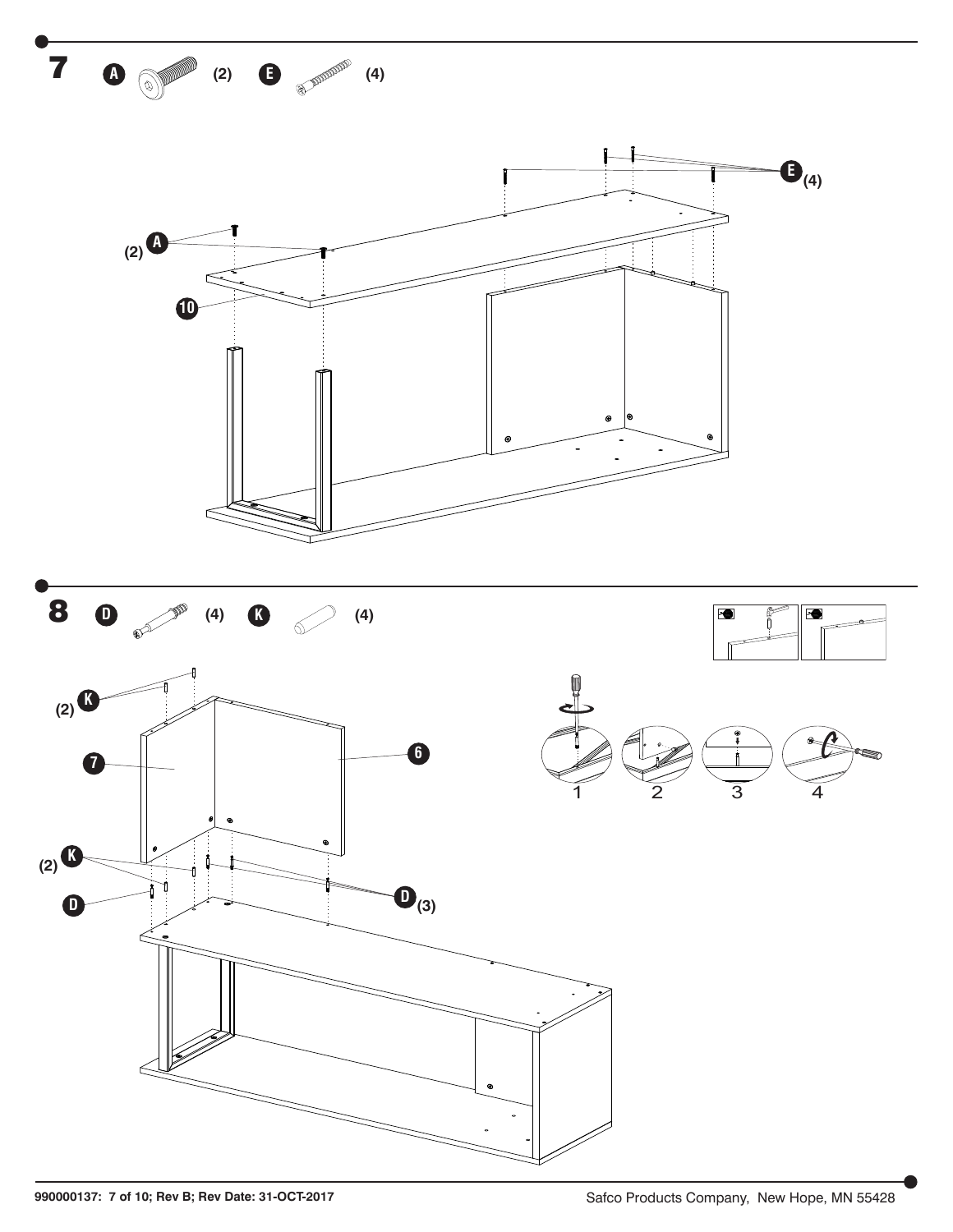## 7

**A** (2) **E** (4)

E (4)

(2) A

10

## 8

**D** (4) **K** (4)

(2) K

7

6

(2) K

D

D (3)

1 2 3 4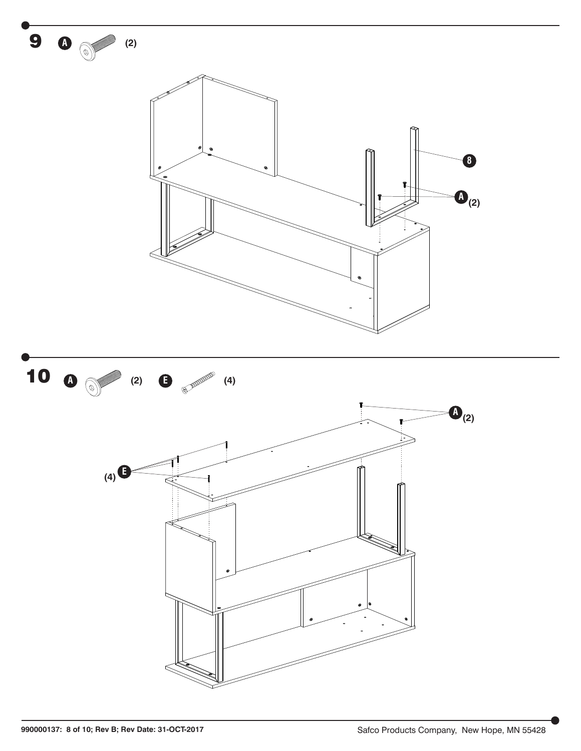## 9

**A** (2)

8

A (2)

## 10

**A** (2) **E** (4)

A (2)

(4) E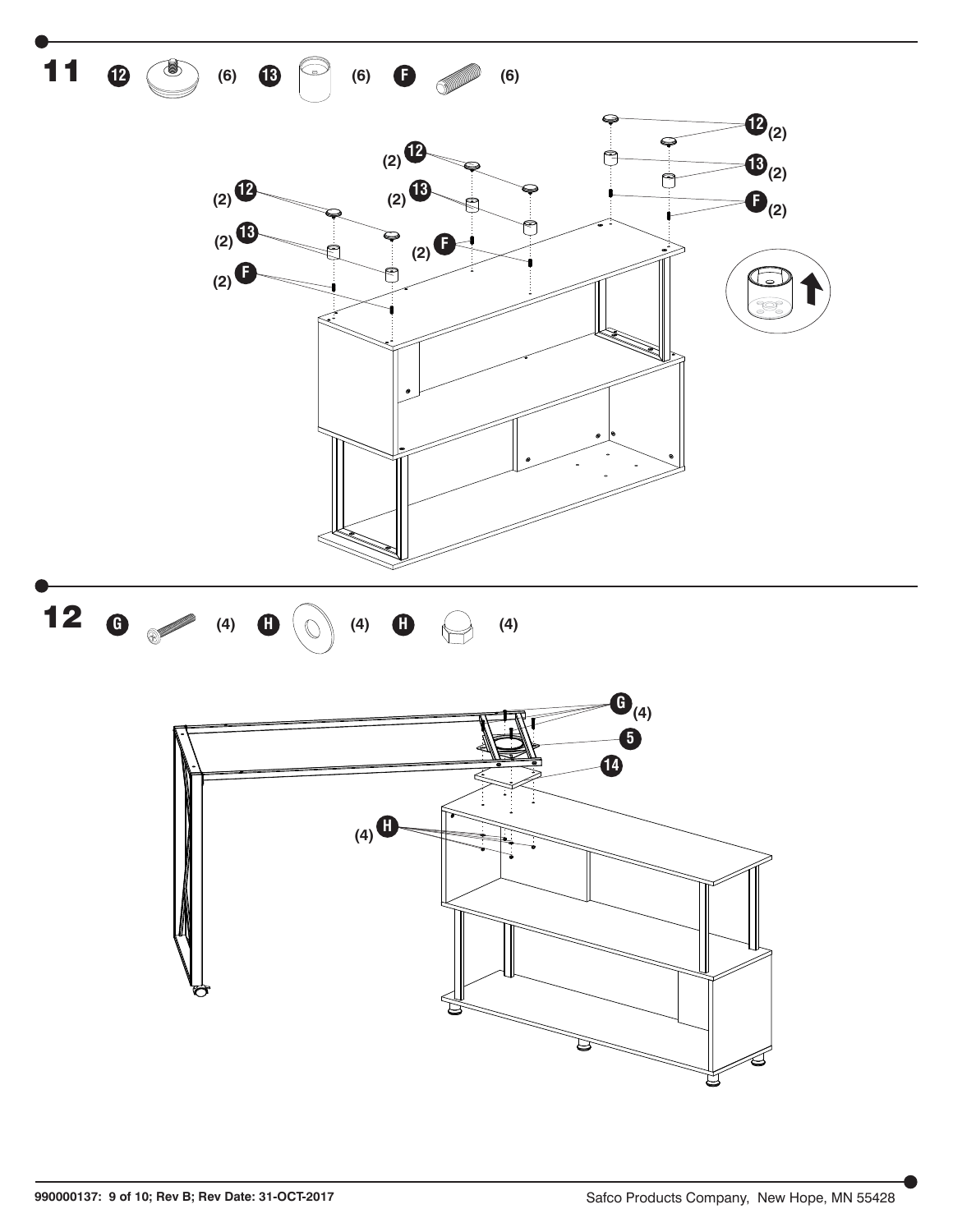## 11

12 (6) 13 (6) F (6)

12 (2)

13 (2)

F (2)

## 12

G (4) H (4) H (4)

G (4)

5

14

H (4)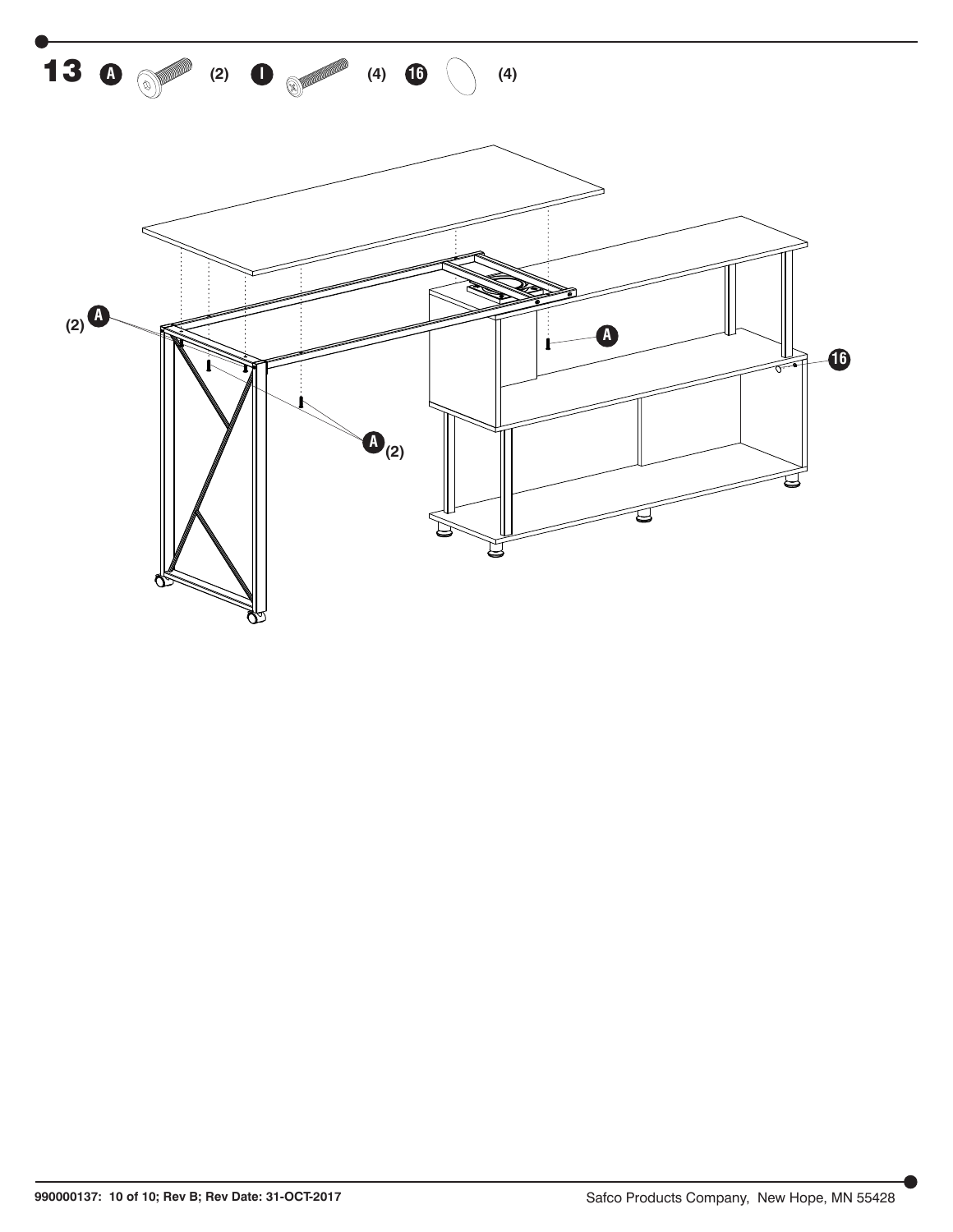**13** A (2) I (4) 16 (4)

(2) A

A

16

A (2)